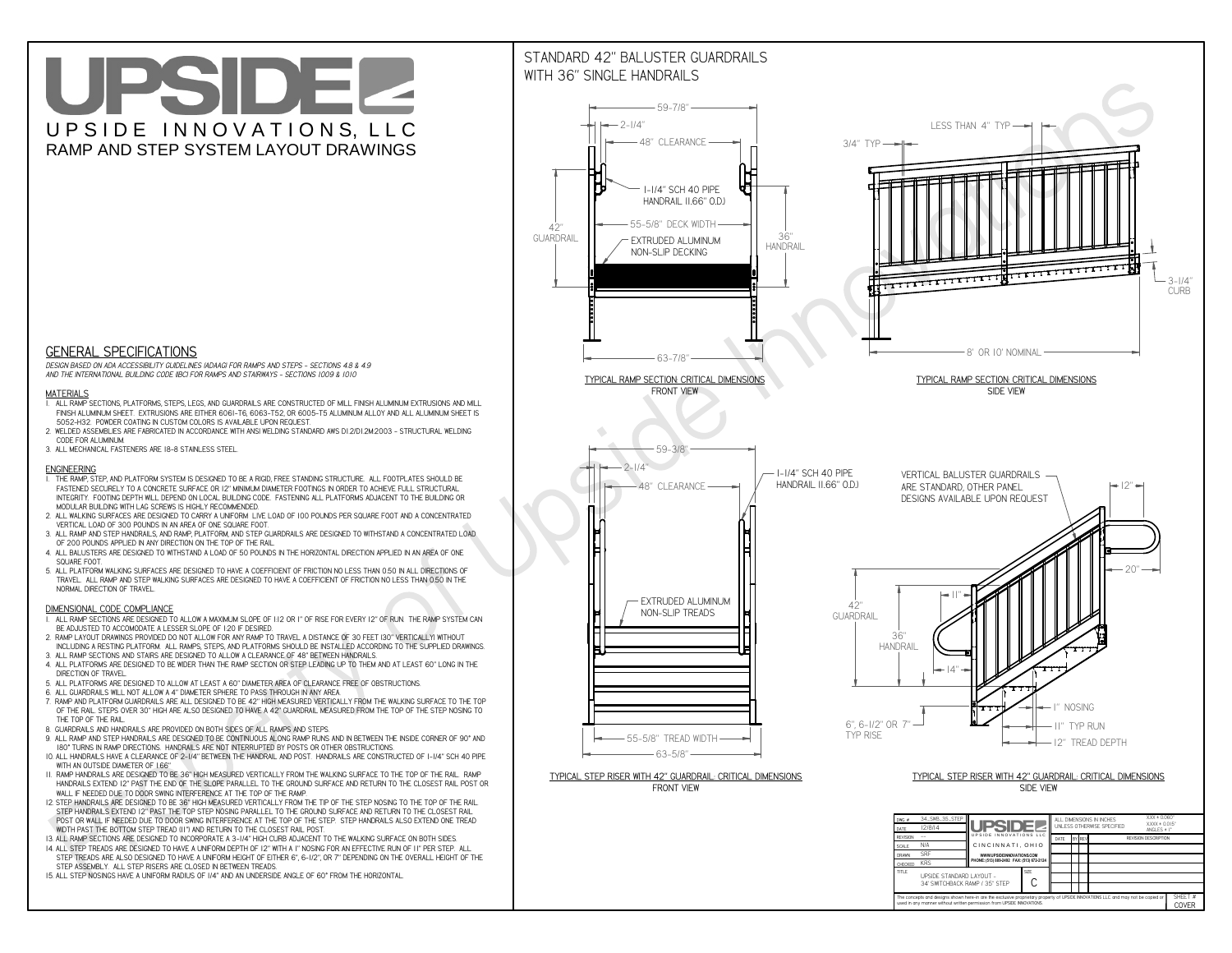# UPSIDE

UPSIDE INNOVATIONS, LLC

RAMP AND STEP SYSTEM LAYOUT DRAWINGS

## GENERAL SPECIFICATIONS

*DESIGN BASED ON ADA ACCESSIBILITY GUIDELINES (ADAAG) FOR RAMPS AND STEPS - SECTIONS 4.8 & 4.9 AND THE INTERNATIONAL BUILDING CODE (IBC) FOR RAMPS AND STAIRWAYS - SECTIONS 1009 & 1010*

### MATERIALS

1. ALL RAMP SECTIONS, PLATFORMS, STEPS, LEGS, AND GUARDRAILS ARE CONSTRUCTED OF MILL FINISH ALUMINUM EXTRUSIONS AND MILL FINISH ALUMINUM SHEET. EXTRUSIONS ARE EITHER 6061-T6, 6063-T52, OR 6005-T5 ALUMINUM ALLOY AND ALL ALUMINUM SHEET IS 5052-H32. POWDER COATING IN CUSTOM COLORS IS AVAILABLE UPON REQUEST.
2. WELDED ASSEMBLIES ARE FABRICATED IN ACCORDANCE WITH ANSI WELDING STANDARD AWS D1.2/D1.2M:2003 - STRUCTURAL WELDING CODE FOR ALUMINUM.
3. ALL MECHANICAL FASTENERS ARE 18-8 STAINLESS STEEL.

### ENGINEERING

1. THE RAMP, STEP, AND PLATFORM SYSTEM IS DESIGNED TO BE A RIGID, FREE STANDING STRUCTURE. ALL FOOTPLATES SHOULD BE FASTENED SECURELY TO A CONCRETE SURFACE OR 12" MINIMUM DIAMETER FOOTINGS IN ORDER TO ACHIEVE FULL STRUCTURAL INTEGRITY. FOOTING DEPTH WILL DEPEND ON LOCAL BUILDING CODE. FASTENING ALL PLATFORMS ADJACENT TO THE BUILDING OR MODULAR BUILDING WITH LAG SCREWS IS HIGHLY RECOMMENDED.
2. ALL WALKING SURFACES ARE DESIGNED TO CARRY A UNIFORM LIVE LOAD OF 100 POUNDS PER SQUARE FOOT AND A CONCENTRATED VERTICAL LOAD OF 300 POUNDS IN AN AREA OF ONE SQUARE FOOT.
3. ALL RAMP AND STEP HANDRAILS, AND RAMP, PLATFORM, AND STEP GUARDRAILS ARE DESIGNED TO WITHSTAND A CONCENTRATED LOAD OF 200 POUNDS APPLIED IN ANY DIRECTION ON THE TOP OF THE RAIL.
4. ALL BALUSTERS ARE DESIGNED TO WITHSTAND A LOAD OF 50 POUNDS IN THE HORIZONTAL DIRECTION APPLIED IN AN AREA OF ONE SQUARE FOOT.
5. ALL PLATFORM WALKING SURFACES ARE DESIGNED TO HAVE A COEFFICIENT OF FRICTION NO LESS THAN 0.50 IN ALL DIRECTIONS OF TRAVEL. ALL RAMP AND STEP WALKING SURFACES ARE DESIGNED TO HAVE A COEFFICIENT OF FRICTION NO LESS THAN 0.50 IN THE NORMAL DIRECTION OF TRAVEL.

### DIMENSIONAL CODE COMPLIANCE

1. ALL RAMP SECTIONS ARE DESIGNED TO ALLOW A MAXIMUM SLOPE OF 1:12 OR 1" OF RISE FOR EVERY 12" OF RUN. THE RAMP SYSTEM CAN BE ADJUSTED TO ACCOMODATE A LESSER SLOPE OF 1:20 IF DESIRED.
2. RAMP LAYOUT DRAWINGS PROVIDED DO NOT ALLOW FOR ANY RAMP TO TRAVEL A DISTANCE OF 30 FEET (30" VERTICALLY) WITHOUT INCLUDING A RESTING PLATFORM. ALL RAMPS, STEPS, AND PLATFORMS SHOULD BE INSTALLED ACCORDING TO THE SUPPLIED DRAWINGS.
3. ALL RAMP SECTIONS AND STAIRS ARE DESIGNED TO ALLOW A CLEARANCE OF 48" BETWEEN HANDRAILS.
4. ALL PLATFORMS ARE DESIGNED TO BE WIDER THAN THE RAMP SECTION OR STEP LEADING UP TO THEM AND AT LEAST 60" LONG IN THE DIRECTION OF TRAVEL.
5. ALL PLATFORMS ARE DESIGNED TO ALLOW AT LEAST A 60" DIAMETER AREA OF CLEARANCE FREE OF OBSTRUCTIONS.
6. ALL GUARDRAILS WILL NOT ALLOW A 4" DIAMETER SPHERE TO PASS THROUGH IN ANY AREA.
7. RAMP AND PLATFORM GUARDRAILS ARE ALL DESIGNED TO BE 42" HIGH MEASURED VERTICALLY FROM THE WALKING SURFACE TO THE TOP OF THE RAIL. STEPS OVER 30" HIGH ARE ALSO DESIGNED TO HAVE A 42" GUARDRAIL MEASURED FROM THE TOP OF THE STEP NOSING TO THE TOP OF THE RAIL.
8. GUARDRAILS AND HANDRAILS ARE PROVIDED ON BOTH SIDES OF ALL RAMPS AND STEPS.
9. ALL RAMP AND STEP HANDRAILS ARE DESIGNED TO BE CONTINUOUS ALONG RAMP RUNS AND IN BETWEEN THE INSIDE CORNER OF 90° AND 180° TURNS IN RAMP DIRECTIONS. HANDRAILS ARE NOT INTERRUPTED BY POSTS OR OTHER OBSTRUCTIONS.
10. ALL HANDRAILS HAVE A CLEARANCE OF 2-1/4" BETWEEN THE HANDRAIL AND POST. HANDRAILS ARE CONSTRUCTED OF 1-1/4" SCH 40 PIPE WITH AN OUTSIDE DIAMETER OF 1.66"
11. RAMP HANDRAILS ARE DESIGNED TO BE 36" HIGH MEASURED VERTICALLY FROM THE WALKING SURFACE TO THE TOP OF THE RAIL. RAMP HANDRAILS EXTEND 12" PAST THE END OF THE SLOPE PARALLEL TO THE GROUND SURFACE AND RETURN TO THE CLOSEST RAIL POST OR WALL IF NEEDED DUE TO DOOR SWING INTERFERENCE AT THE TOP OF THE RAMP.
12. STEP HANDRAILS ARE DESIGNED TO BE 36" HIGH MEASURED VERTICALLY FROM THE TIP OF THE STEP NOSING TO THE TOP OF THE RAIL. STEP HANDRAILS EXTEND 12" PAST THE TOP STEP NOSING PARALLEL TO THE GROUND SURFACE AND RETURN TO THE CLOSEST RAIL POST OR WALL IF NEEDED DUE TO DOOR SWING INTERFERENCE AT THE TOP OF THE STEP. STEP HANDRAILS ALSO EXTEND ONE TREAD WIDTH PAST THE BOTTOM STEP TREAD (11") AND RETURN TO THE CLOSEST RAIL POST.
13. ALL RAMP SECTIONS ARE DESIGNED TO INCORPORATE A 3-1/4" HIGH CURB ADJACENT TO THE WALKING SURFACE ON BOTH SIDES.
14. ALL STEP TREADS ARE DESIGNED TO HAVE A UNIFORM DEPTH OF 12" WITH A 1" NOSING FOR AN EFFECTIVE RUN OF 11" PER STEP. ALL STEP TREADS ARE ALSO DESIGNED TO HAVE A UNIFORM HEIGHT OF EITHER 6", 6-1/2", OR 7" DEPENDING ON THE OVERALL HEIGHT OF THE STEP ASSEMBLY. ALL STEP RISERS ARE CLOSED IN BETWEEN TREADS.
15. ALL STEP NOSINGS HAVE A UNIFORM RADIUS OF 1/4" AND AN UNDERSIDE ANGLE OF 60° FROM THE HORIZONTAL.

## STANDARD 42" BALUSTER GUARDRAILS WITH 36" SINGLE HANDRAILS

59-7/8"
2-1/4"
48" CLEARANCE
1-1/4" SCH 40 PIPE HANDRAIL (1.66" O.D.)
55-5/8" DECK WIDTH
42" GUARDRAIL
36" HANDRAIL
EXTRUDED ALUMINUM NON-SLIP DECKING
63-7/8"

TYPICAL RAMP SECTION: CRITICAL DIMENSIONS
FRONT VIEW

LESS THAN 4" TYP
3/4" TYP
3-1/4" CURB
8' OR 10' NOMINAL

TYPICAL RAMP SECTION: CRITICAL DIMENSIONS
SIDE VIEW

59-3/8"
2-1/4"
48" CLEARANCE
1-1/4" SCH 40 PIPE HANDRAIL (1.66" O.D.)
EXTRUDED ALUMINUM NON-SLIP TREADS
55-5/8" TREAD WIDTH
63-5/8"

TYPICAL STEP RISER WITH 42" GUARDRAIL: CRITICAL DIMENSIONS
FRONT VIEW

VERTICAL BALUSTER GUARDRAILS ARE STANDARD, OTHER PANEL DESIGNS AVAILABLE UPON REQUEST
12"
20"
11"
42" GUARDRAIL
36" HANDRAIL
14"
1" NOSING
6", 6-1/2" OR 7" TYP RISE
11" TYP RUN
12" TREAD DEPTH

TYPICAL STEP RISER WITH 42" GUARDRAIL: CRITICAL DIMENSIONS
SIDE VIEW

| | | | |
|---|---|---|---|
| DWG # | 34_SWB_35_STEP | UPSIDE INNOVATIONS LLC, CINCINNATI, OHIO, WWW.UPSIDEINNOVATIONS.COM, PHONE: (513) 889-2492 FAX: (513) 672-2124 | ALL DIMENSIONS IN INCHES UNLESS OTHERWISE SPECIFIED. X.XX ± 0.060", X.XXX ± 0.015", ANGLES ± 1° |
| DATE | 12/8/14 | | DATE / BY / REV / REVISION DESCRIPTION |
| REVISION | --- | | |
| SCALE | N/A | | |
| DRAWN | SRF | | |
| CHECKED | KRS | | |
| TITLE | UPSIDE STANDARD LAYOUT - 34' SWITCHBACK RAMP / 35" STEP | SIZE C | |

The concepts and designs shown here-in are the exclusive proprietary property of UPSIDE INNOVATIONS LLC and may not be copied or used in any manner without written permission from UPSIDE INNOVATIONS.

SHEET # COVER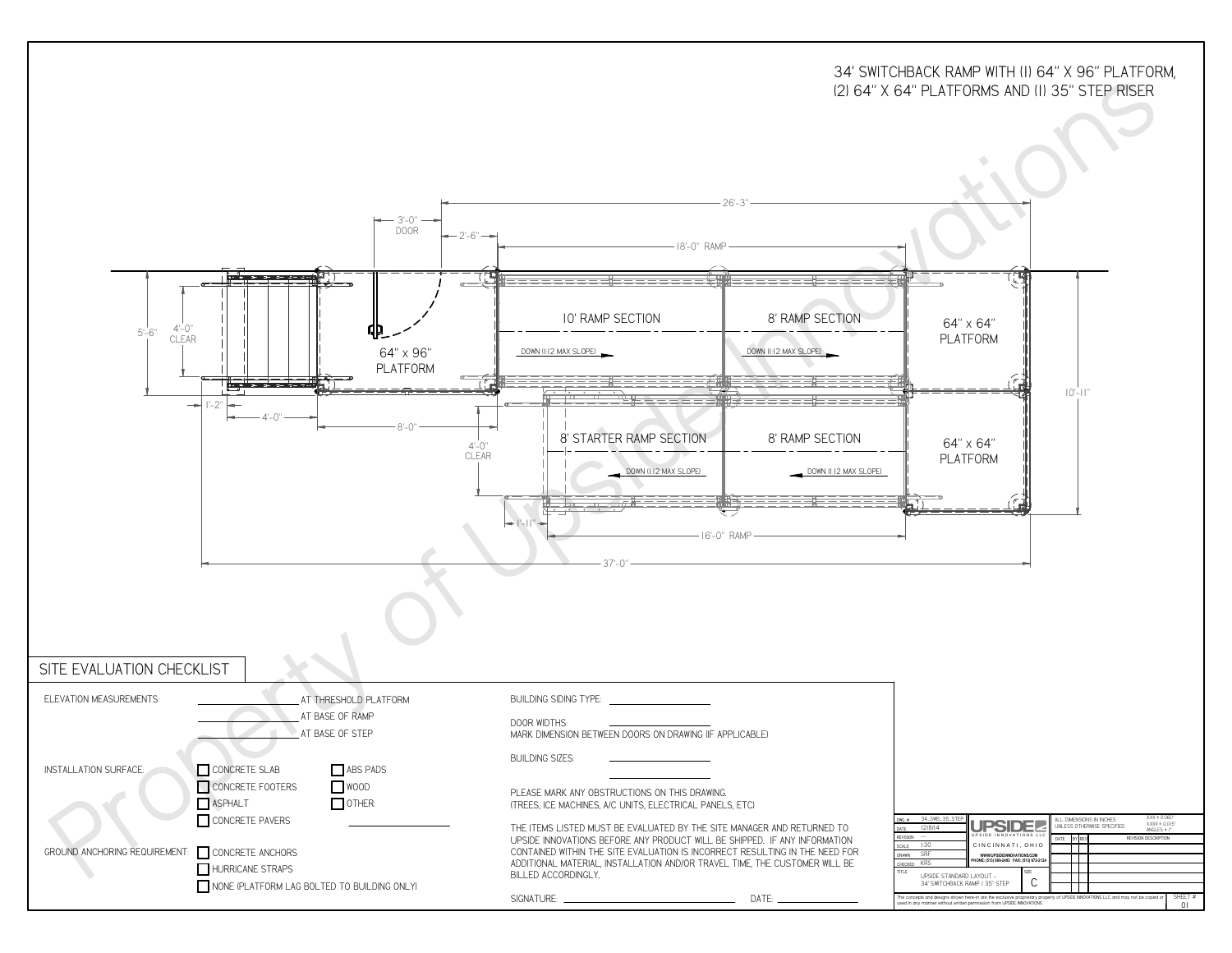# 34' SWITCHBACK RAMP WITH (1) 64" X 96" PLATFORM, (2) 64" X 64" PLATFORMS AND (1) 35" STEP RISER

26'-3"

3'-0"
DOOR

2'-6"

18'-0" RAMP

5'-6"

4'-0"
CLEAR

64" x 96"
PLATFORM

10' RAMP SECTION

DOWN (1:12 MAX SLOPE)

8' RAMP SECTION

DOWN (1:12 MAX SLOPE)

64" x 64"
PLATFORM

10'-11"

1'-2"

4'-0"

8'-0"

4'-0"
CLEAR

8' STARTER RAMP SECTION

DOWN (1:12 MAX SLOPE)

8' RAMP SECTION

DOWN (1:12 MAX SLOPE)

64" x 64"
PLATFORM

1'-11"

16'-0" RAMP

37'-0"

Property of Upside Innovations

## SITE EVALUATION CHECKLIST

ELEVATION MEASUREMENTS:
- ______________ AT THRESHOLD PLATFORM
- ______________ AT BASE OF RAMP
- ______________ AT BASE OF STEP

INSTALLATION SURFACE:
- ☐ CONCRETE SLAB
- ☐ CONCRETE FOOTERS
- ☐ ASPHALT
- ☐ CONCRETE PAVERS
- ☐ ABS PADS
- ☐ WOOD
- ☐ OTHER ______________

GROUND ANCHORING REQUIREMENT:
- ☐ CONCRETE ANCHORS
- ☐ HURRICANE STRAPS
- ☐ NONE (PLATFORM LAG BOLTED TO BUILDING ONLY)

BUILDING SIDING TYPE: ______________

DOOR WIDTHS: ______________
MARK DIMENSION BETWEEN DOORS ON DRAWING (IF APPLICABLE)

BUILDING SIZES: ______________

______________

PLEASE MARK ANY OBSTRUCTIONS ON THIS DRAWING.
(TREES, ICE MACHINES, A/C UNITS, ELECTRICAL PANELS, ETC)

THE ITEMS LISTED MUST BE EVALUATED BY THE SITE MANAGER AND RETURNED TO UPSIDE INNOVATIONS BEFORE ANY PRODUCT WILL BE SHIPPED. IF ANY INFORMATION CONTAINED WITHIN THE SITE EVALUATION IS INCORRECT RESULTING IN THE NEED FOR ADDITIONAL MATERIAL, INSTALLATION AND/OR TRAVEL TIME, THE CUSTOMER WILL BE BILLED ACCORDINGLY.

SIGNATURE: ______________ DATE: ______________

| | |
|---|---|
| DWG # | 34_SWB_35_STEP |
| DATE | 12/8/14 |
| REVISION | --- |
| SCALE | 1:30 |
| DRAWN | SRF |
| CHECKED | KRS |

UPSIDE INNOVATIONS LLC
CINCINNATI, OHIO
WWW.UPSIDEINNOVATIONS.COM
PHONE: (513) 889-2492 FAX: (513) 672-2124

ALL DIMENSIONS IN INCHES UNLESS OTHERWISE SPECIFIED
XXX ± 0.060"
XXXX ± 0.015"
ANGLES ± 1°

| DATE | BY | REV | REVISION DESCRIPTION |
|---|---|---|---|
| | | | |

TITLE: UPSIDE STANDARD LAYOUT - 34' SWITCHBACK RAMP / 35" STEP

SIZE: C

The concepts and designs shown here-in are the exclusive proprietary property of UPSIDE INNOVATIONS LLC and may not be copied or used in any manner without written permission from UPSIDE INNOVATIONS.

SHEET # 01